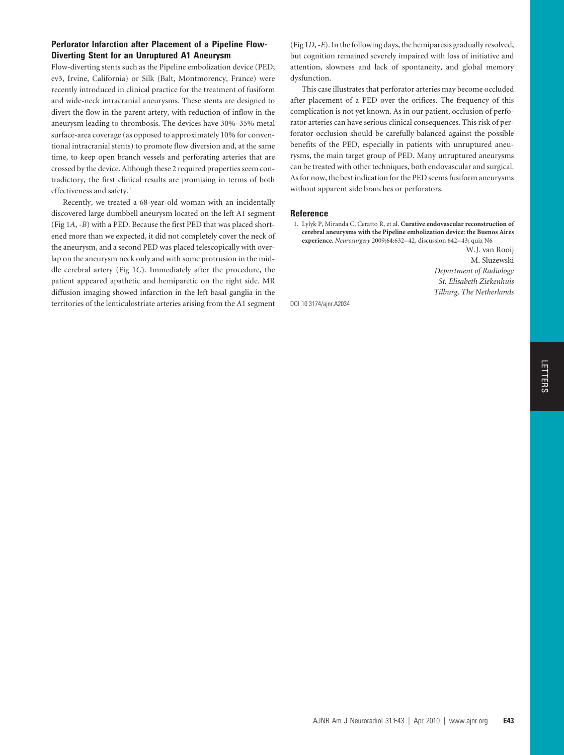## Perforator Infarction after Placement of a Pipeline Flow-Diverting Stent for an Unruptured A1 Aneurysm

Flow-diverting stents such as the Pipeline embolization device (PED; ev3, Irvine, California) or Silk (Balt, Montmorency, France) were recently introduced in clinical practice for the treatment of fusiform and wide-neck intracranial aneurysms. These stents are designed to divert the flow in the parent artery, with reduction of inflow in the aneurysm leading to thrombosis. The devices have 30%–35% metal surface-area coverage (as opposed to approximately 10% for conventional intracranial stents) to promote flow diversion and, at the same time, to keep open branch vessels and perforating arteries that are crossed by the device. Although these 2 required properties seem contradictory, the first clinical results are promising in terms of both effectiveness and safety.[1]

Recently, we treated a 68-year-old woman with an incidentally discovered large dumbbell aneurysm located on the left A1 segment (Fig 1*A*, -*B*) with a PED. Because the first PED that was placed shortened more than we expected, it did not completely cover the neck of the aneurysm, and a second PED was placed telescopically with overlap on the aneurysm neck only and with some protrusion in the middle cerebral artery (Fig 1*C*). Immediately after the procedure, the patient appeared apathetic and hemiparetic on the right side. MR diffusion imaging showed infarction in the left basal ganglia in the territories of the lenticulostriate arteries arising from the A1 segment (Fig 1*D*, -*E*). In the following days, the hemiparesis gradually resolved, but cognition remained severely impaired with loss of initiative and attention, slowness and lack of spontaneity, and global memory dysfunction.

This case illustrates that perforator arteries may become occluded after placement of a PED over the orifices. The frequency of this complication is not yet known. As in our patient, occlusion of perforator arteries can have serious clinical consequences. This risk of perforator occlusion should be carefully balanced against the possible benefits of the PED, especially in patients with unruptured aneurysms, the main target group of PED. Many unruptured aneurysms can be treated with other techniques, both endovascular and surgical. As for now, the best indication for the PED seems fusiform aneurysms without apparent side branches or perforators.

### Reference

1. Lylyk P, Miranda C, Ceratto R, et al. **Curative endovascular reconstruction of cerebral aneurysms with the Pipeline embolization device: the Buenos Aires experience.** *Neurosurgery* 2009;64:632–42, discussion 642–43; quiz N6

W.J. van Rooij
M. Sluzewski
*Department of Radiology*
*St. Elisabeth Ziekenhuis*
*Tilburg, The Netherlands*

DOI 10.3174/ajnr.A2034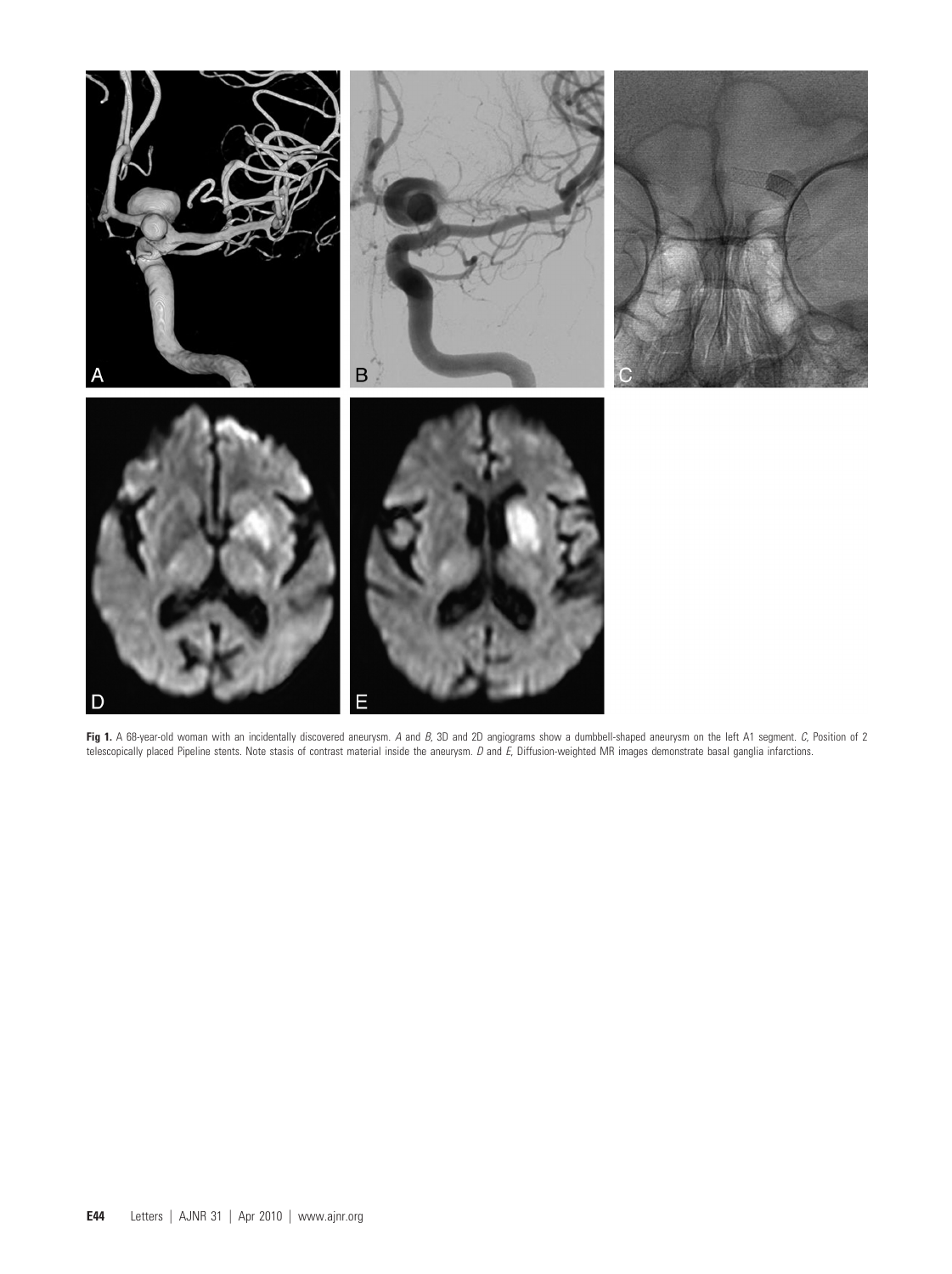**Fig 1.** A 68-year-old woman with an incidentally discovered aneurysm. *A* and *B*, 3D and 2D angiograms show a dumbbell-shaped aneurysm on the left A1 segment. *C*, Position of 2 telescopically placed Pipeline stents. Note stasis of contrast material inside the aneurysm. *D* and *E*, Diffusion-weighted MR images demonstrate basal ganglia infarctions.